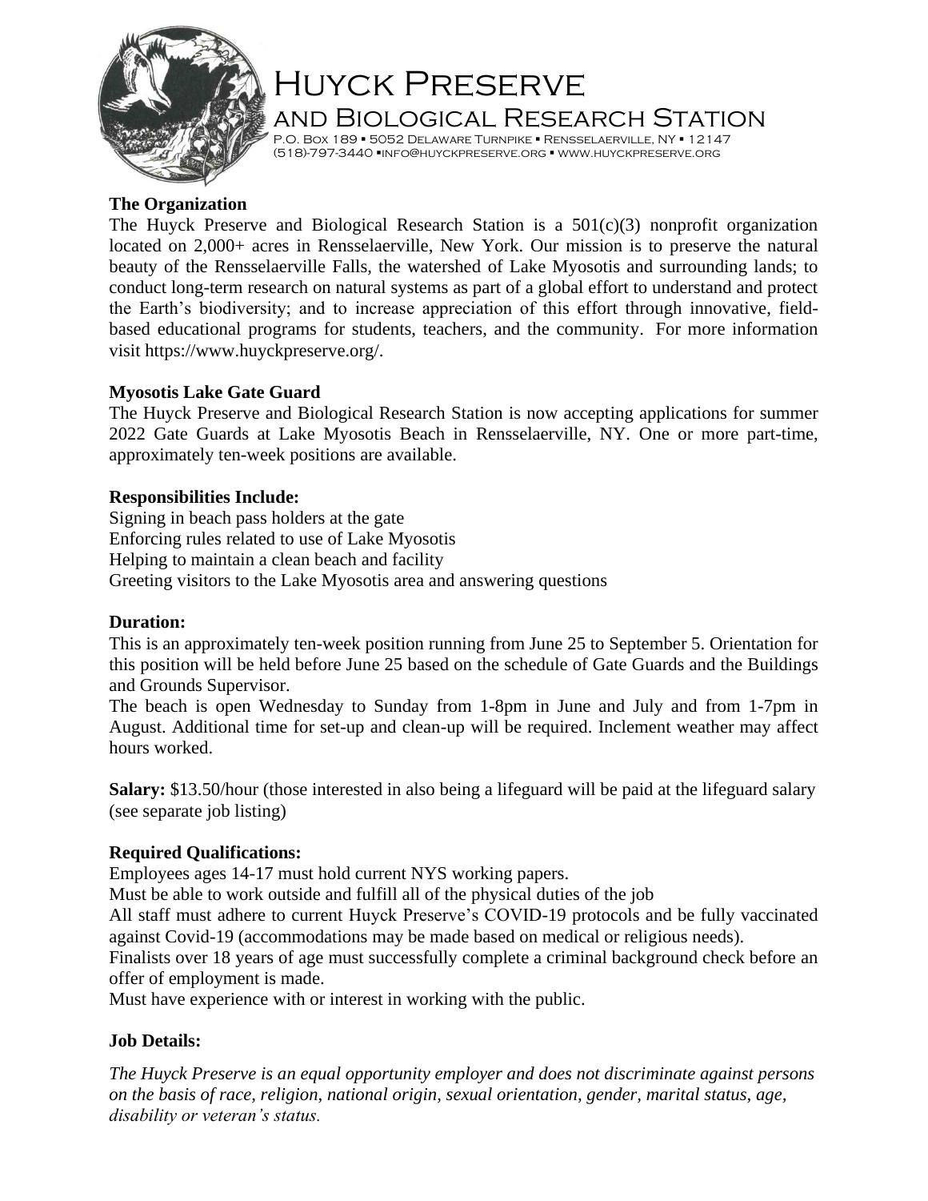# Huyck Preserve

## and Biological Research Station

P.O. Box 189 ▪ 5052 Delaware Turnpike ▪ Rensselaerville, NY ▪ 12147
(518)-797-3440 ▪info@huyckpreserve.org ▪ www.huyckpreserve.org

**The Organization**

The Huyck Preserve and Biological Research Station is a 501(c)(3) nonprofit organization located on 2,000+ acres in Rensselaerville, New York. Our mission is to preserve the natural beauty of the Rensselaerville Falls, the watershed of Lake Myosotis and surrounding lands; to conduct long-term research on natural systems as part of a global effort to understand and protect the Earth's biodiversity; and to increase appreciation of this effort through innovative, field-based educational programs for students, teachers, and the community. For more information visit https://www.huyckpreserve.org/.

**Myosotis Lake Gate Guard**

The Huyck Preserve and Biological Research Station is now accepting applications for summer 2022 Gate Guards at Lake Myosotis Beach in Rensselaerville, NY. One or more part-time, approximately ten-week positions are available.

**Responsibilities Include:**

Signing in beach pass holders at the gate
Enforcing rules related to use of Lake Myosotis
Helping to maintain a clean beach and facility
Greeting visitors to the Lake Myosotis area and answering questions

**Duration:**

This is an approximately ten-week position running from June 25 to September 5. Orientation for this position will be held before June 25 based on the schedule of Gate Guards and the Buildings and Grounds Supervisor.

The beach is open Wednesday to Sunday from 1-8pm in June and July and from 1-7pm in August. Additional time for set-up and clean-up will be required. Inclement weather may affect hours worked.

**Salary:** $13.50/hour (those interested in also being a lifeguard will be paid at the lifeguard salary (see separate job listing)

**Required Qualifications:**

Employees ages 14-17 must hold current NYS working papers.
Must be able to work outside and fulfill all of the physical duties of the job
All staff must adhere to current Huyck Preserve's COVID-19 protocols and be fully vaccinated against Covid-19 (accommodations may be made based on medical or religious needs).
Finalists over 18 years of age must successfully complete a criminal background check before an offer of employment is made.
Must have experience with or interest in working with the public.

**Job Details:**

*The Huyck Preserve is an equal opportunity employer and does not discriminate against persons on the basis of race, religion, national origin, sexual orientation, gender, marital status, age, disability or veteran's status.*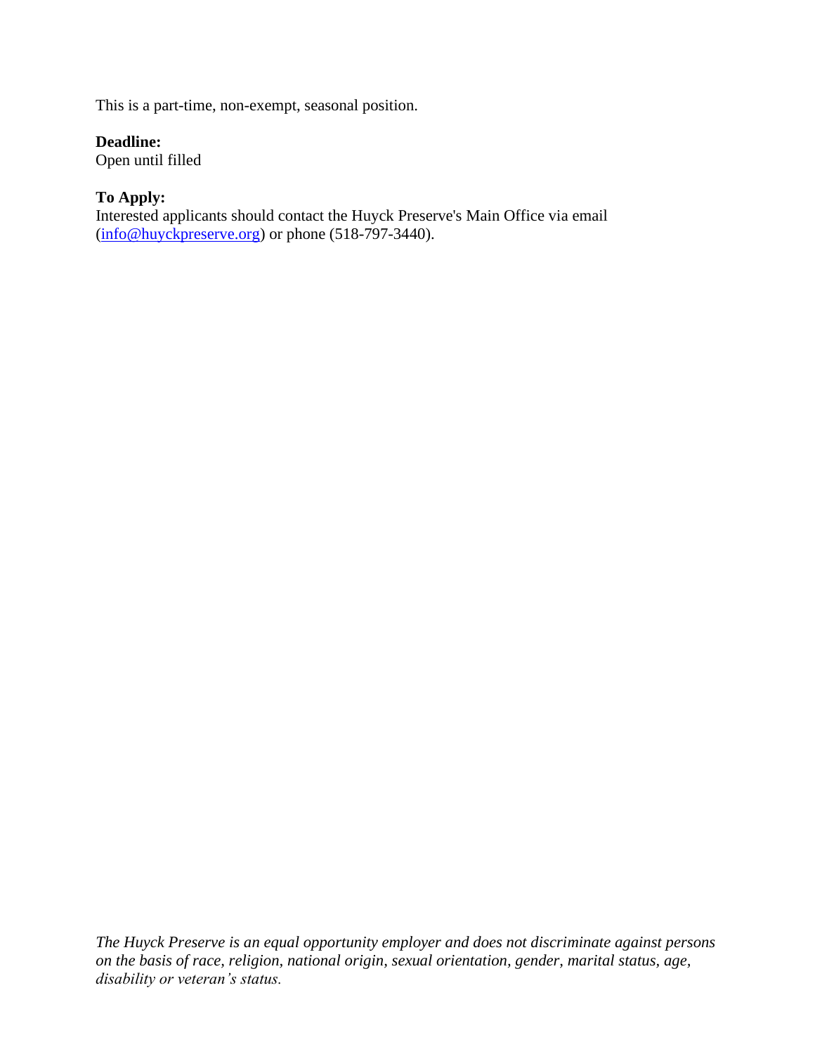This is a part-time, non-exempt, seasonal position.

**Deadline:**
Open until filled

**To Apply:**
Interested applicants should contact the Huyck Preserve's Main Office via email (info@huyckpreserve.org) or phone (518-797-3440).

*The Huyck Preserve is an equal opportunity employer and does not discriminate against persons on the basis of race, religion, national origin, sexual orientation, gender, marital status, age, disability or veteran's status.*